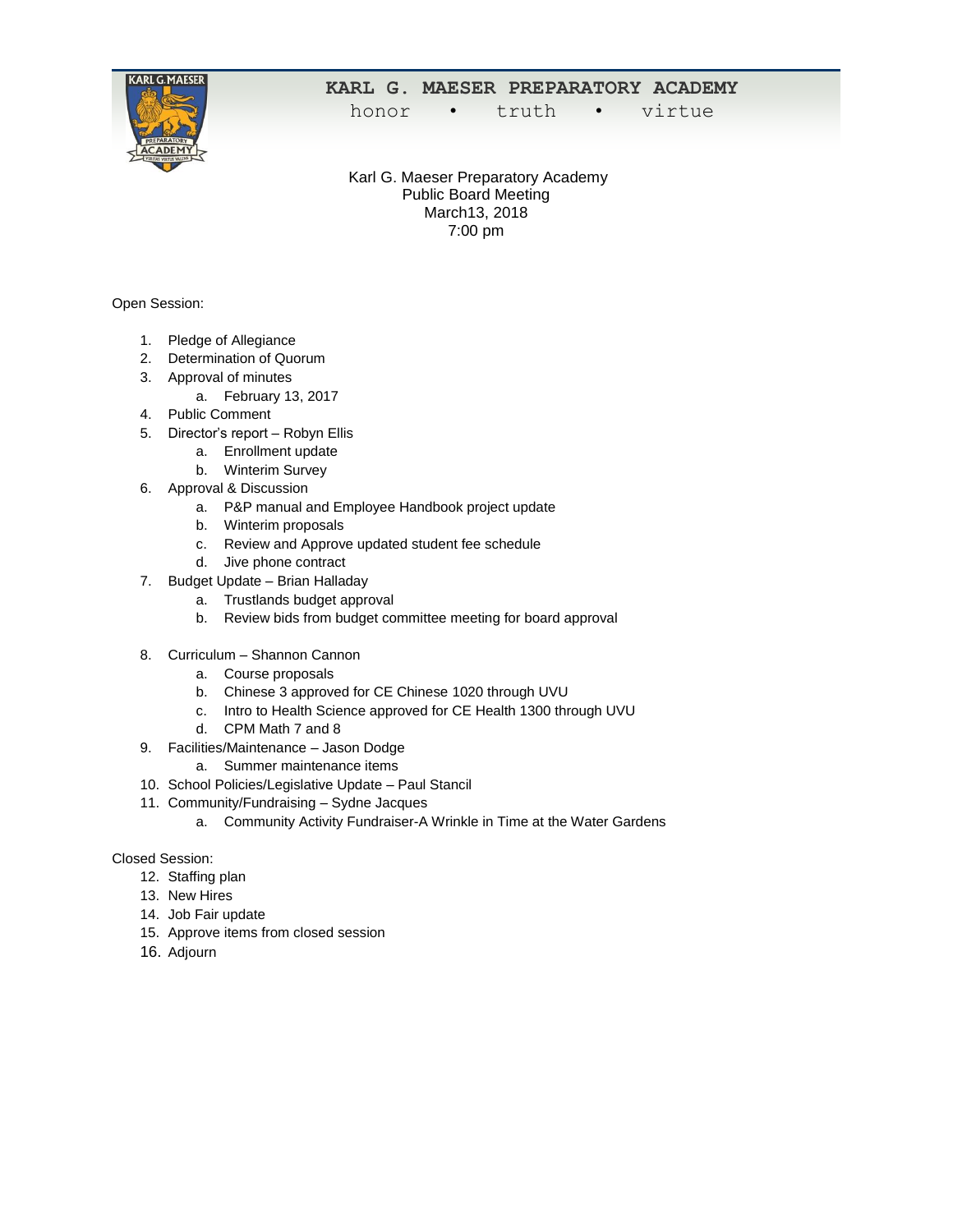# KARL G. MAESER PREPARATORY ACADEMY

honor • truth • virtue

Karl G. Maeser Preparatory Academy
Public Board Meeting
March13, 2018
7:00 pm

Open Session:

1. Pledge of Allegiance
2. Determination of Quorum
3. Approval of minutes
   a. February 13, 2017
4. Public Comment
5. Director's report – Robyn Ellis
   a. Enrollment update
   b. Winterim Survey
6. Approval & Discussion
   a. P&P manual and Employee Handbook project update
   b. Winterim proposals
   c. Review and Approve updated student fee schedule
   d. Jive phone contract
7. Budget Update – Brian Halladay
   a. Trustlands budget approval
   b. Review bids from budget committee meeting for board approval
8. Curriculum – Shannon Cannon
   a. Course proposals
   b. Chinese 3 approved for CE Chinese 1020 through UVU
   c. Intro to Health Science approved for CE Health 1300 through UVU
   d. CPM Math 7 and 8
9. Facilities/Maintenance – Jason Dodge
   a. Summer maintenance items
10. School Policies/Legislative Update – Paul Stancil
11. Community/Fundraising – Sydne Jacques
    a. Community Activity Fundraiser-A Wrinkle in Time at the Water Gardens

Closed Session:

12. Staffing plan
13. New Hires
14. Job Fair update
15. Approve items from closed session
16. Adjourn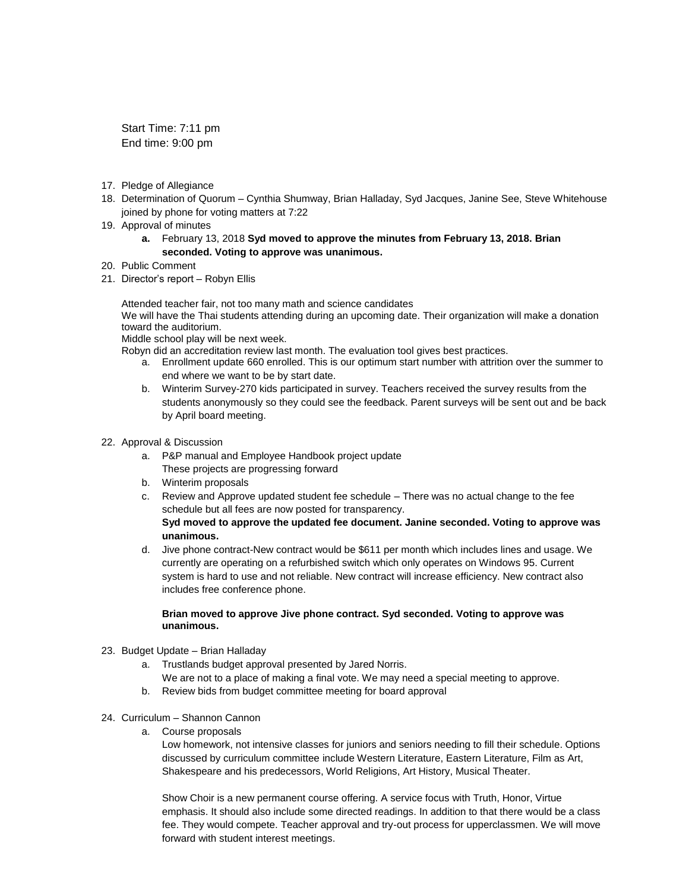Start Time: 7:11 pm
End time: 9:00 pm

17. Pledge of Allegiance
18. Determination of Quorum – Cynthia Shumway, Brian Halladay, Syd Jacques, Janine See, Steve Whitehouse joined by phone for voting matters at 7:22
19. Approval of minutes
    a. February 13, 2018 **Syd moved to approve the minutes from February 13, 2018. Brian seconded. Voting to approve was unanimous.**
20. Public Comment
21. Director's report – Robyn Ellis

    Attended teacher fair, not too many math and science candidates
    We will have the Thai students attending during an upcoming date. Their organization will make a donation toward the auditorium.
    Middle school play will be next week.
    Robyn did an accreditation review last month. The evaluation tool gives best practices.

    a. Enrollment update 660 enrolled. This is our optimum start number with attrition over the summer to end where we want to be by start date.
    b. Winterim Survey-270 kids participated in survey. Teachers received the survey results from the students anonymously so they could see the feedback. Parent surveys will be sent out and be back by April board meeting.

22. Approval & Discussion
    a. P&P manual and Employee Handbook project update
       These projects are progressing forward
    b. Winterim proposals
    c. Review and Approve updated student fee schedule – There was no actual change to the fee schedule but all fees are now posted for transparency.
       **Syd moved to approve the updated fee document. Janine seconded. Voting to approve was unanimous.**
    d. Jive phone contract-New contract would be $611 per month which includes lines and usage. We currently are operating on a refurbished switch which only operates on Windows 95. Current system is hard to use and not reliable. New contract will increase efficiency. New contract also includes free conference phone.

       **Brian moved to approve Jive phone contract. Syd seconded. Voting to approve was unanimous.**

23. Budget Update – Brian Halladay
    a. Trustlands budget approval presented by Jared Norris.
       We are not to a place of making a final vote. We may need a special meeting to approve.
    b. Review bids from budget committee meeting for board approval

24. Curriculum – Shannon Cannon
    a. Course proposals
       Low homework, not intensive classes for juniors and seniors needing to fill their schedule. Options discussed by curriculum committee include Western Literature, Eastern Literature, Film as Art, Shakespeare and his predecessors, World Religions, Art History, Musical Theater.

       Show Choir is a new permanent course offering. A service focus with Truth, Honor, Virtue emphasis. It should also include some directed readings. In addition to that there would be a class fee. They would compete. Teacher approval and try-out process for upperclassmen. We will move forward with student interest meetings.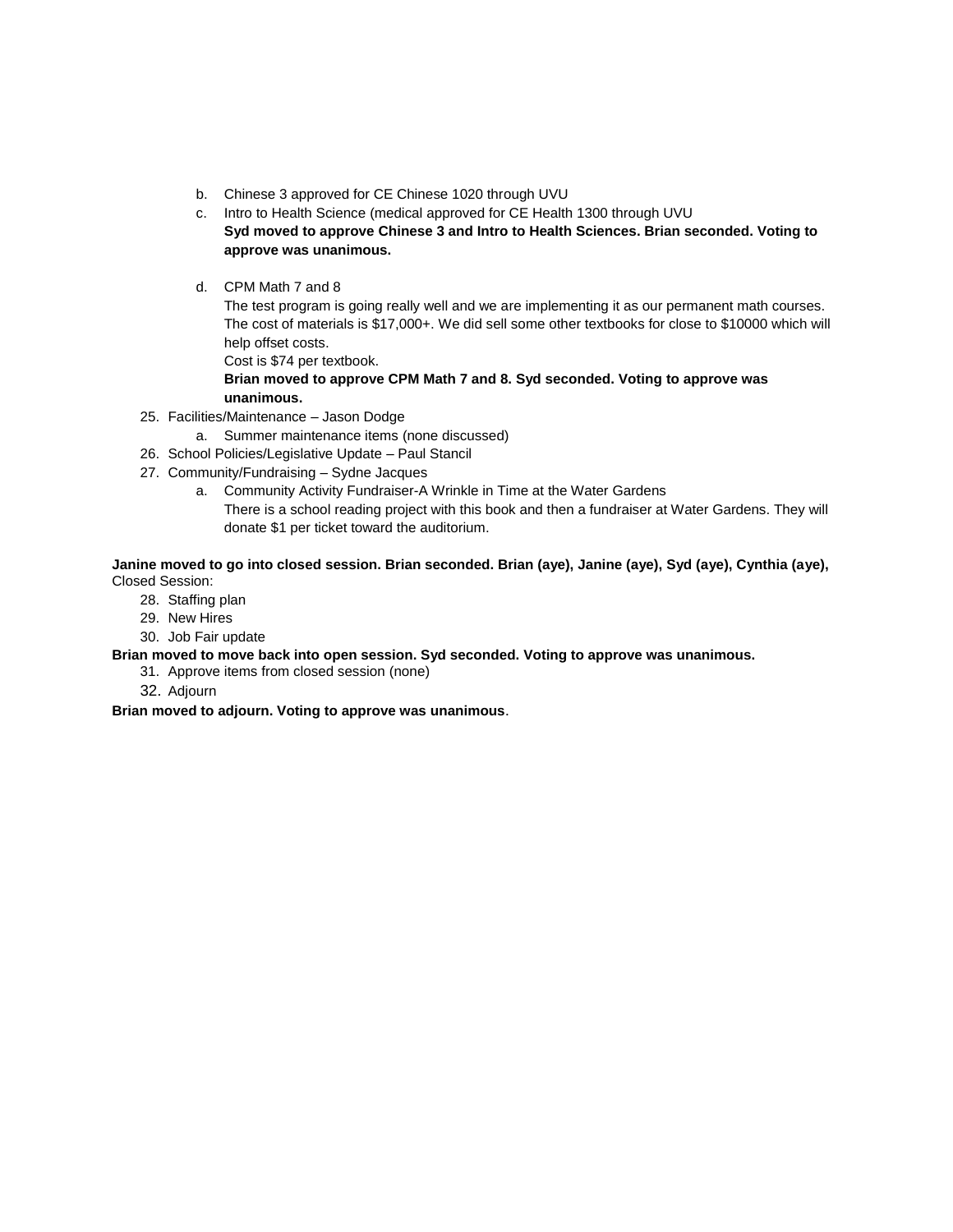b. Chinese 3 approved for CE Chinese 1020 through UVU
   c. Intro to Health Science (medical approved for CE Health 1300 through UVU
      **Syd moved to approve Chinese 3 and Intro to Health Sciences. Brian seconded. Voting to approve was unanimous.**

   d. CPM Math 7 and 8
      The test program is going really well and we are implementing it as our permanent math courses. The cost of materials is $17,000+. We did sell some other textbooks for close to $10000 which will help offset costs.
      Cost is $74 per textbook.
      **Brian moved to approve CPM Math 7 and 8. Syd seconded. Voting to approve was unanimous.**

25. Facilities/Maintenance – Jason Dodge
    a. Summer maintenance items (none discussed)
26. School Policies/Legislative Update – Paul Stancil
27. Community/Fundraising – Sydne Jacques
    a. Community Activity Fundraiser-A Wrinkle in Time at the Water Gardens
       There is a school reading project with this book and then a fundraiser at Water Gardens. They will donate $1 per ticket toward the auditorium.

**Janine moved to go into closed session. Brian seconded. Brian (aye), Janine (aye), Syd (aye), Cynthia (aye),**
Closed Session:

28. Staffing plan
29. New Hires
30. Job Fair update

**Brian moved to move back into open session. Syd seconded. Voting to approve was unanimous.**

31. Approve items from closed session (none)
32. Adjourn

**Brian moved to adjourn. Voting to approve was unanimous**.